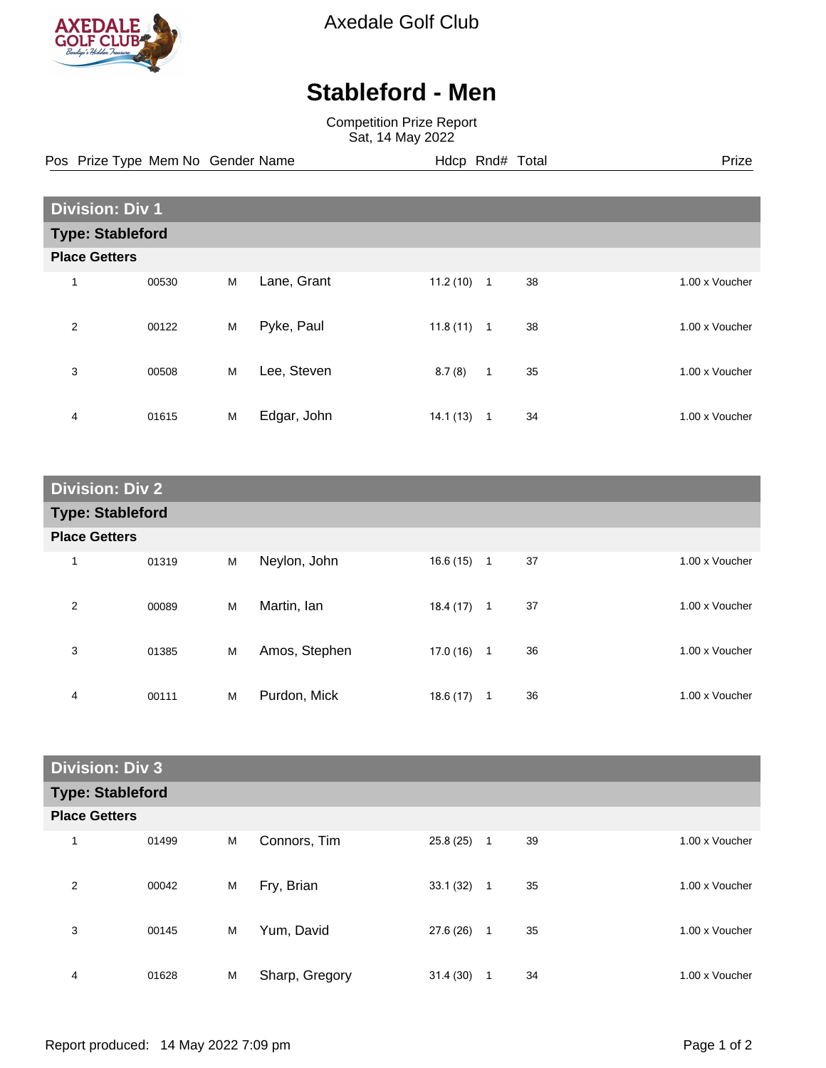Axedale Golf Club

# Stableford - Men

Competition Prize Report
Sat, 14 May 2022

## Division: Div 1

### Type: Stableford

**Place Getters**

| Pos | Prize Type | Mem No | Gender | Name | Hdcp | Rnd# | Total | Prize |
|---|---|---|---|---|---|---|---|---|
| 1 | | 00530 | M | Lane, Grant | 11.2 (10) | 1 | 38 | 1.00 x Voucher |
| 2 | | 00122 | M | Pyke, Paul | 11.8 (11) | 1 | 38 | 1.00 x Voucher |
| 3 | | 00508 | M | Lee, Steven | 8.7 (8) | 1 | 35 | 1.00 x Voucher |
| 4 | | 01615 | M | Edgar, John | 14.1 (13) | 1 | 34 | 1.00 x Voucher |

## Division: Div 2

### Type: Stableford

**Place Getters**

| Pos | Prize Type | Mem No | Gender | Name | Hdcp | Rnd# | Total | Prize |
|---|---|---|---|---|---|---|---|---|
| 1 | | 01319 | M | Neylon, John | 16.6 (15) | 1 | 37 | 1.00 x Voucher |
| 2 | | 00089 | M | Martin, Ian | 18.4 (17) | 1 | 37 | 1.00 x Voucher |
| 3 | | 01385 | M | Amos, Stephen | 17.0 (16) | 1 | 36 | 1.00 x Voucher |
| 4 | | 00111 | M | Purdon, Mick | 18.6 (17) | 1 | 36 | 1.00 x Voucher |

## Division: Div 3

### Type: Stableford

**Place Getters**

| Pos | Prize Type | Mem No | Gender | Name | Hdcp | Rnd# | Total | Prize |
|---|---|---|---|---|---|---|---|---|
| 1 | | 01499 | M | Connors, Tim | 25.8 (25) | 1 | 39 | 1.00 x Voucher |
| 2 | | 00042 | M | Fry, Brian | 33.1 (32) | 1 | 35 | 1.00 x Voucher |
| 3 | | 00145 | M | Yum, David | 27.6 (26) | 1 | 35 | 1.00 x Voucher |
| 4 | | 01628 | M | Sharp, Gregory | 31.4 (30) | 1 | 34 | 1.00 x Voucher |

Report produced: 14 May 2022 7:09 pm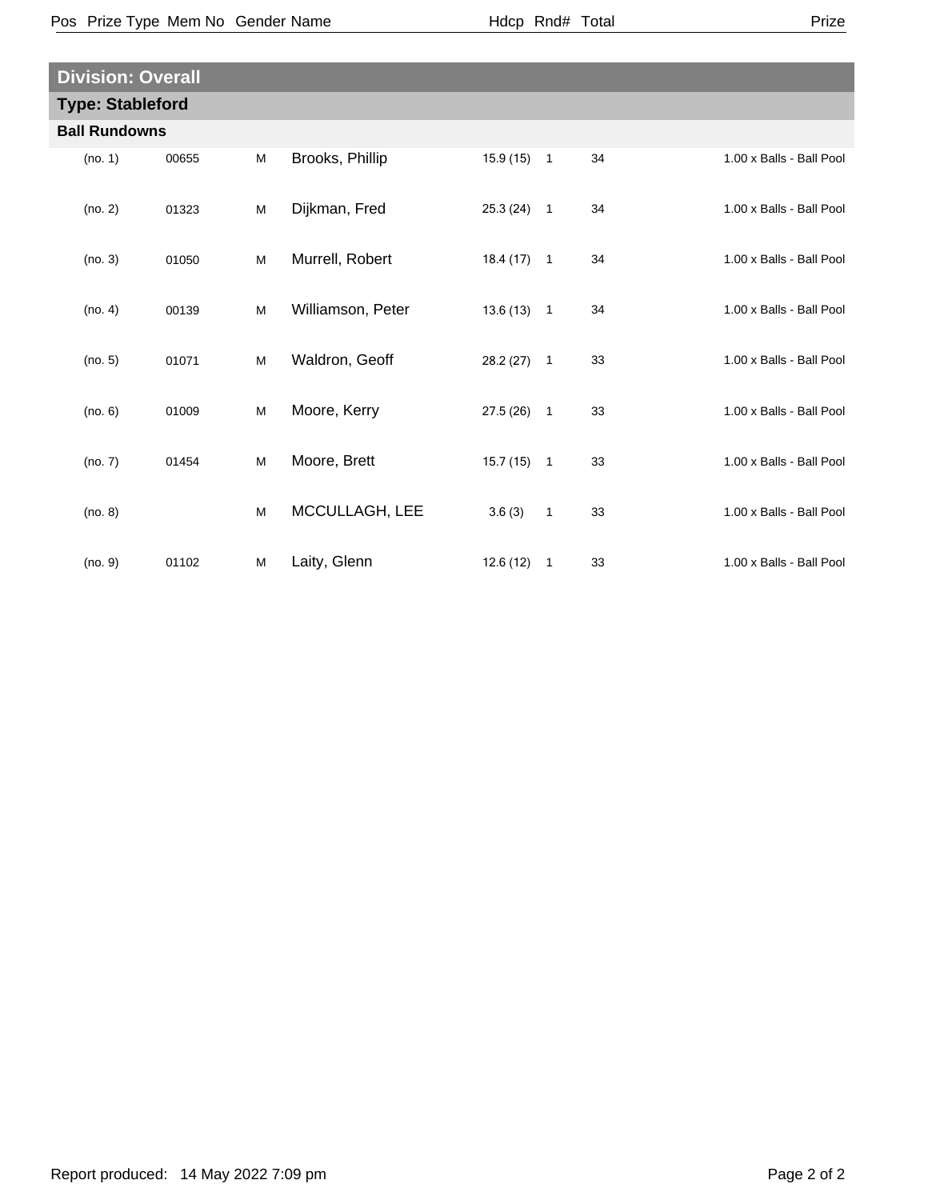| Pos | Prize Type | Mem No | Gender | Name | Hdcp | Rnd# | Total | Prize |
|---|---|---|---|---|---|---|---|---|

## Division: Overall

### Type: Stableford

#### Ball Rundowns

| Pos | Prize Type | Mem No | Gender | Name | Hdcp | Rnd# | Total | Prize |
|---|---|---|---|---|---|---|---|---|
| (no. 1) | | 00655 | M | Brooks, Phillip | 15.9 (15) | 1 | 34 | 1.00 x Balls - Ball Pool |
| (no. 2) | | 01323 | M | Dijkman, Fred | 25.3 (24) | 1 | 34 | 1.00 x Balls - Ball Pool |
| (no. 3) | | 01050 | M | Murrell, Robert | 18.4 (17) | 1 | 34 | 1.00 x Balls - Ball Pool |
| (no. 4) | | 00139 | M | Williamson, Peter | 13.6 (13) | 1 | 34 | 1.00 x Balls - Ball Pool |
| (no. 5) | | 01071 | M | Waldron, Geoff | 28.2 (27) | 1 | 33 | 1.00 x Balls - Ball Pool |
| (no. 6) | | 01009 | M | Moore, Kerry | 27.5 (26) | 1 | 33 | 1.00 x Balls - Ball Pool |
| (no. 7) | | 01454 | M | Moore, Brett | 15.7 (15) | 1 | 33 | 1.00 x Balls - Ball Pool |
| (no. 8) | | | M | MCCULLAGH, LEE | 3.6 (3) | 1 | 33 | 1.00 x Balls - Ball Pool |
| (no. 9) | | 01102 | M | Laity, Glenn | 12.6 (12) | 1 | 33 | 1.00 x Balls - Ball Pool |

Report produced: 14 May 2022 7:09 pm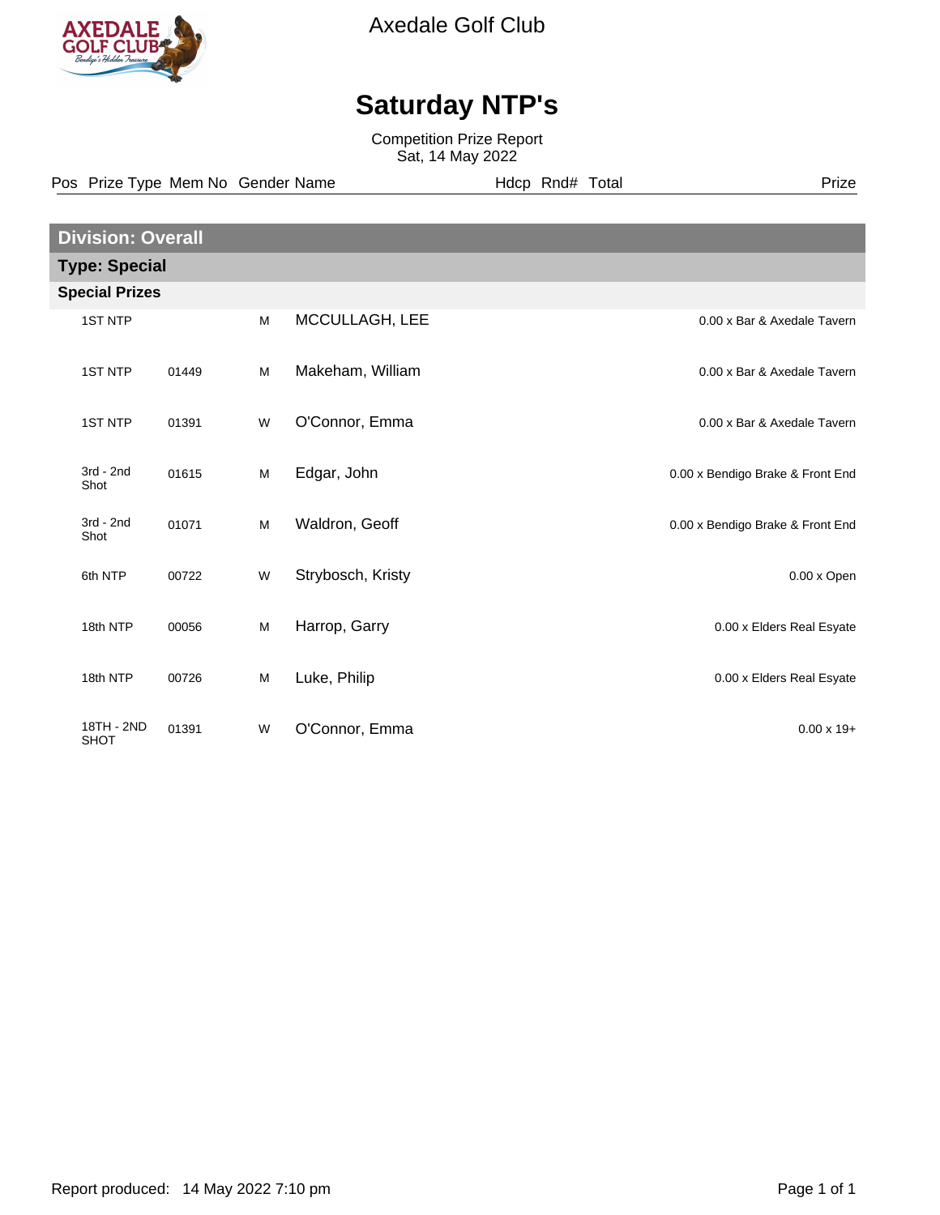Axedale Golf Club

# Saturday NTP's

Competition Prize Report
Sat, 14 May 2022

## Division: Overall

### Type: Special

#### Special Prizes

| Pos | Prize Type | Mem No | Gender | Name | Hdcp | Rnd# | Total | Prize |
|---|---|---|---|---|---|---|---|---|
| | 1ST NTP | | M | MCCULLAGH, LEE | | | | 0.00 x Bar & Axedale Tavern |
| | 1ST NTP | 01449 | M | Makeham, William | | | | 0.00 x Bar & Axedale Tavern |
| | 1ST NTP | 01391 | W | O'Connor, Emma | | | | 0.00 x Bar & Axedale Tavern |
| | 3rd - 2nd Shot | 01615 | M | Edgar, John | | | | 0.00 x Bendigo Brake & Front End |
| | 3rd - 2nd Shot | 01071 | M | Waldron, Geoff | | | | 0.00 x Bendigo Brake & Front End |
| | 6th NTP | 00722 | W | Strybosch, Kristy | | | | 0.00 x Open |
| | 18th NTP | 00056 | M | Harrop, Garry | | | | 0.00 x Elders Real Esyate |
| | 18th NTP | 00726 | M | Luke, Philip | | | | 0.00 x Elders Real Esyate |
| | 18TH - 2ND SHOT | 01391 | W | O'Connor, Emma | | | | 0.00 x 19+ |

Report produced: 14 May 2022 7:10 pm